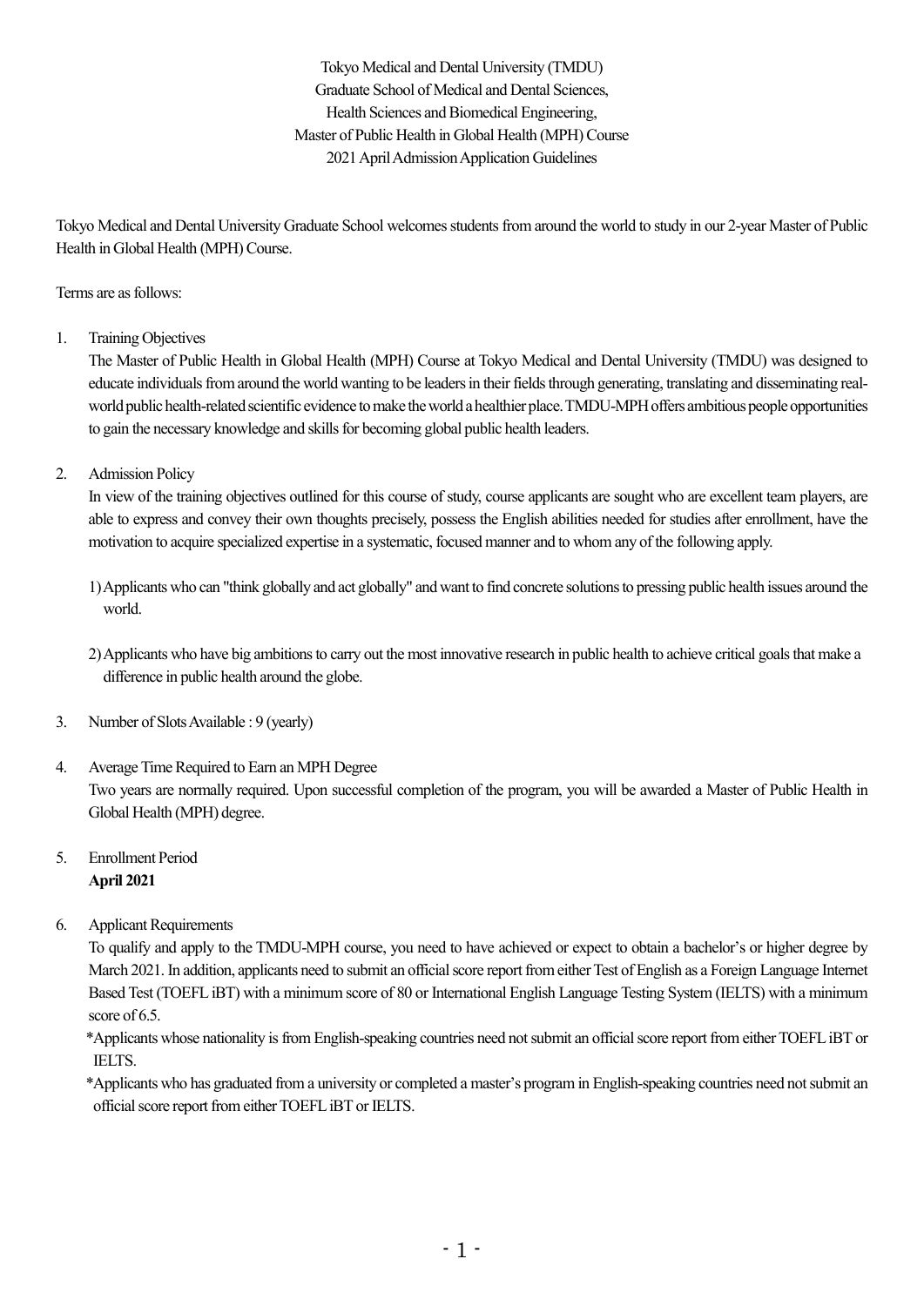# Tokyo Medical and Dental University (TMDU)
# Graduate School of Medical and Dental Sciences,
# Health Sciences and Biomedical Engineering,
# Master of Public Health in Global Health (MPH) Course
# 2021 April Admission Application Guidelines

Tokyo Medical and Dental University Graduate School welcomes students from around the world to study in our 2-year Master of Public Health in Global Health (MPH) Course.

Terms are as follows:

1. Training Objectives

   The Master of Public Health in Global Health (MPH) Course at Tokyo Medical and Dental University (TMDU) was designed to educate individuals from around the world wanting to be leaders in their fields through generating, translating and disseminating real-world public health-related scientific evidence to make the world a healthier place. TMDU-MPH offers ambitious people opportunities to gain the necessary knowledge and skills for becoming global public health leaders.

2. Admission Policy

   In view of the training objectives outlined for this course of study, course applicants are sought who are excellent team players, are able to express and convey their own thoughts precisely, possess the English abilities needed for studies after enrollment, have the motivation to acquire specialized expertise in a systematic, focused manner and to whom any of the following apply.

   1) Applicants who can "think globally and act globally" and want to find concrete solutions to pressing public health issues around the world.

   2) Applicants who have big ambitions to carry out the most innovative research in public health to achieve critical goals that make a difference in public health around the globe.

3. Number of Slots Available : 9 (yearly)

4. Average Time Required to Earn an MPH Degree

   Two years are normally required. Upon successful completion of the program, you will be awarded a Master of Public Health in Global Health (MPH) degree.

5. Enrollment Period

   **April 2021**

6. Applicant Requirements

   To qualify and apply to the TMDU-MPH course, you need to have achieved or expect to obtain a bachelor's or higher degree by March 2021. In addition, applicants need to submit an official score report from either Test of English as a Foreign Language Internet Based Test (TOEFL iBT) with a minimum score of 80 or International English Language Testing System (IELTS) with a minimum score of 6.5.

   *Applicants whose nationality is from English-speaking countries need not submit an official score report from either TOEFL iBT or IELTS.

   *Applicants who has graduated from a university or completed a master's program in English-speaking countries need not submit an official score report from either TOEFL iBT or IELTS.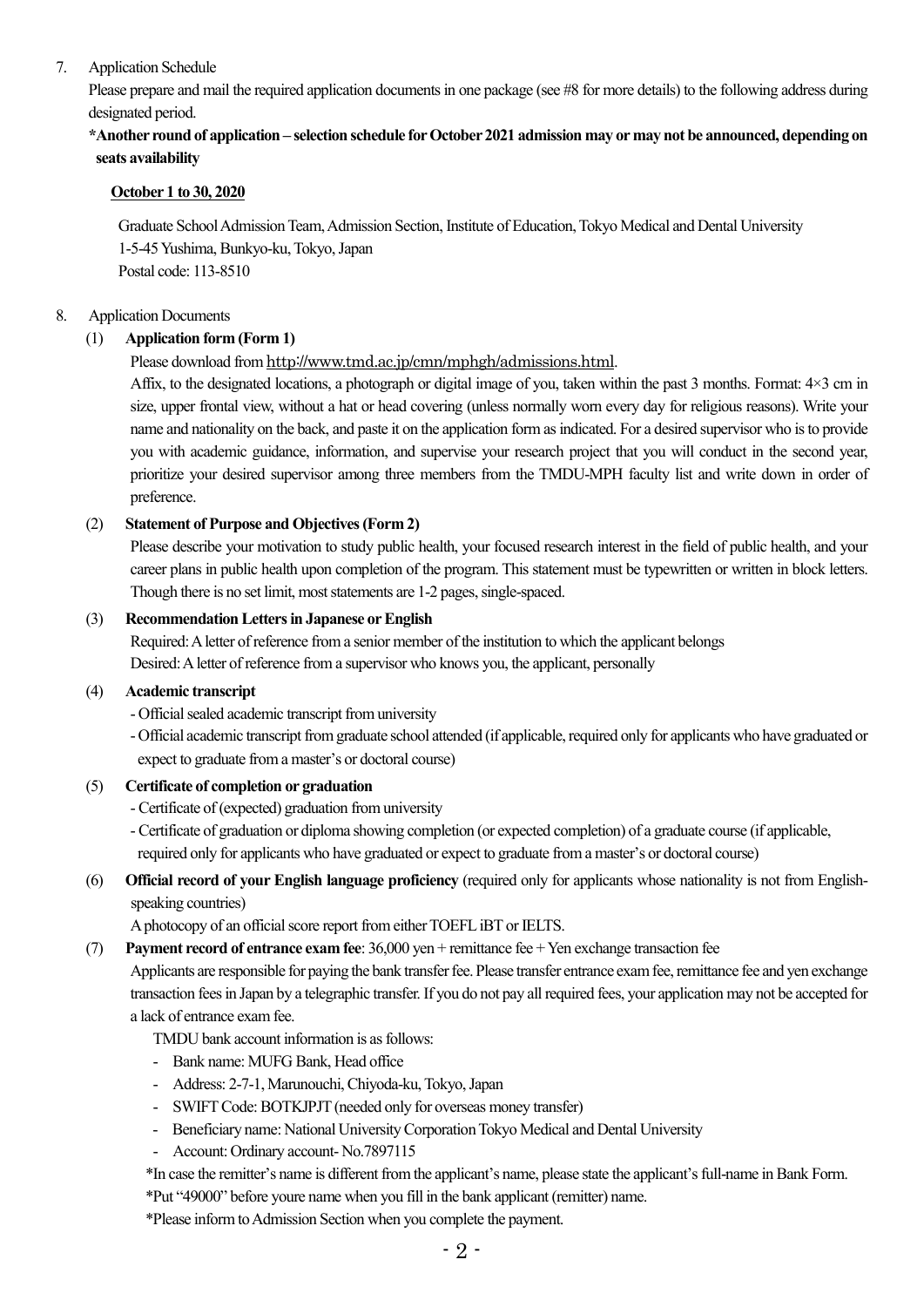7. Application Schedule

Please prepare and mail the required application documents in one package (see #8 for more details) to the following address during designated period.

**\*Another round of application – selection schedule for October 2021 admission may or may not be announced, depending on seats availability**

**October 1 to 30, 2020**

Graduate School Admission Team, Admission Section, Institute of Education, Tokyo Medical and Dental University
1-5-45 Yushima, Bunkyo-ku, Tokyo, Japan
Postal code: 113-8510

8. Application Documents

(1) **Application form (Form 1)**

Please download from http://www.tmd.ac.jp/cmn/mphgh/admissions.html.

Affix, to the designated locations, a photograph or digital image of you, taken within the past 3 months. Format: 4×3 cm in size, upper frontal view, without a hat or head covering (unless normally worn every day for religious reasons). Write your name and nationality on the back, and paste it on the application form as indicated. For a desired supervisor who is to provide you with academic guidance, information, and supervise your research project that you will conduct in the second year, prioritize your desired supervisor among three members from the TMDU-MPH faculty list and write down in order of preference.

(2) **Statement of Purpose and Objectives (Form 2)**

Please describe your motivation to study public health, your focused research interest in the field of public health, and your career plans in public health upon completion of the program. This statement must be typewritten or written in block letters. Though there is no set limit, most statements are 1-2 pages, single-spaced.

(3) **Recommendation Letters in Japanese or English**

Required: A letter of reference from a senior member of the institution to which the applicant belongs
Desired: A letter of reference from a supervisor who knows you, the applicant, personally

(4) **Academic transcript**

- Official sealed academic transcript from university
- Official academic transcript from graduate school attended (if applicable, required only for applicants who have graduated or expect to graduate from a master's or doctoral course)

(5) **Certificate of completion or graduation**

- Certificate of (expected) graduation from university
- Certificate of graduation or diploma showing completion (or expected completion) of a graduate course (if applicable, required only for applicants who have graduated or expect to graduate from a master's or doctoral course)

(6) **Official record of your English language proficiency** (required only for applicants whose nationality is not from English-speaking countries)

A photocopy of an official score report from either TOEFL iBT or IELTS.

(7) **Payment record of entrance exam fee**: 36,000 yen + remittance fee + Yen exchange transaction fee

Applicants are responsible for paying the bank transfer fee. Please transfer entrance exam fee, remittance fee and yen exchange transaction fees in Japan by a telegraphic transfer. If you do not pay all required fees, your application may not be accepted for a lack of entrance exam fee.

TMDU bank account information is as follows:

- Bank name: MUFG Bank, Head office
- Address: 2-7-1, Marunouchi, Chiyoda-ku, Tokyo, Japan
- SWIFT Code: BOTKJPJT (needed only for overseas money transfer)
- Beneficiary name: National University Corporation Tokyo Medical and Dental University
- Account: Ordinary account- No.7897115

\*In case the remitter's name is different from the applicant's name, please state the applicant's full-name in Bank Form.
\*Put "49000" before youre name when you fill in the bank applicant (remitter) name.
\*Please inform to Admission Section when you complete the payment.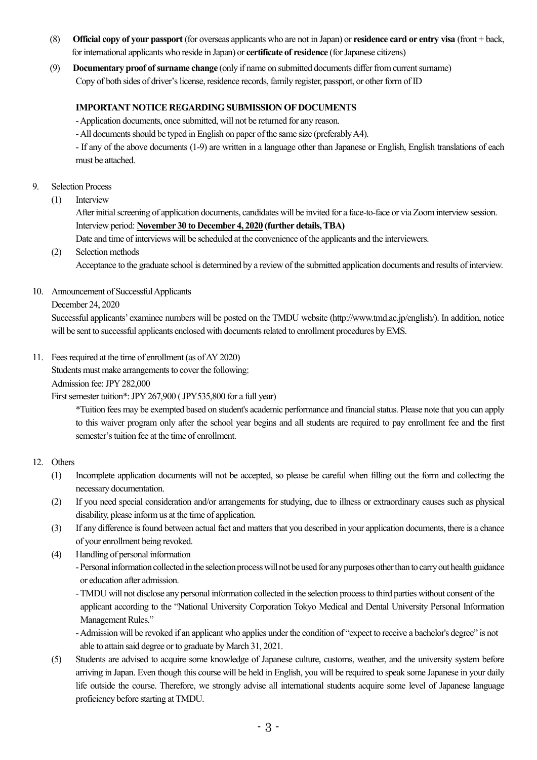(8) **Official copy of your passport** (for overseas applicants who are not in Japan) or **residence card or entry visa** (front + back, for international applicants who reside in Japan) or **certificate of residence** (for Japanese citizens)

(9) **Documentary proof of surname change** (only if name on submitted documents differ from current surname)
Copy of both sides of driver's license, residence records, family register, passport, or other form of ID

**IMPORTANT NOTICE REGARDING SUBMISSION OF DOCUMENTS**

- Application documents, once submitted, will not be returned for any reason.
- All documents should be typed in English on paper of the same size (preferably A4).
- If any of the above documents (1-9) are written in a language other than Japanese or English, English translations of each must be attached.

9. Selection Process

(1) Interview
After initial screening of application documents, candidates will be invited for a face-to-face or via Zoom interview session.
Interview period: **November 30 to December 4, 2020 (further details, TBA)**
Date and time of interviews will be scheduled at the convenience of the applicants and the interviewers.

(2) Selection methods
Acceptance to the graduate school is determined by a review of the submitted application documents and results of interview.

10. Announcement of Successful Applicants

December 24, 2020

Successful applicants' examinee numbers will be posted on the TMDU website (http://www.tmd.ac.jp/english/). In addition, notice will be sent to successful applicants enclosed with documents related to enrollment procedures by EMS.

11. Fees required at the time of enrollment (as of AY 2020)

Students must make arrangements to cover the following:
Admission fee: JPY 282,000
First semester tuition*: JPY 267,900 ( JPY535,800 for a full year)

\*Tuition fees may be exempted based on student's academic performance and financial status. Please note that you can apply to this waiver program only after the school year begins and all students are required to pay enrollment fee and the first semester's tuition fee at the time of enrollment.

12. Others

(1) Incomplete application documents will not be accepted, so please be careful when filling out the form and collecting the necessary documentation.

(2) If you need special consideration and/or arrangements for studying, due to illness or extraordinary causes such as physical disability, please inform us at the time of application.

(3) If any difference is found between actual fact and matters that you described in your application documents, there is a chance of your enrollment being revoked.

(4) Handling of personal information

- Personal information collected in the selection process will not be used for any purposes other than to carry out health guidance or education after admission.
- TMDU will not disclose any personal information collected in the selection process to third parties without consent of the applicant according to the "National University Corporation Tokyo Medical and Dental University Personal Information Management Rules."
- Admission will be revoked if an applicant who applies under the condition of "expect to receive a bachelor's degree" is not able to attain said degree or to graduate by March 31, 2021.

(5) Students are advised to acquire some knowledge of Japanese culture, customs, weather, and the university system before arriving in Japan. Even though this course will be held in English, you will be required to speak some Japanese in your daily life outside the course. Therefore, we strongly advise all international students acquire some level of Japanese language proficiency before starting at TMDU.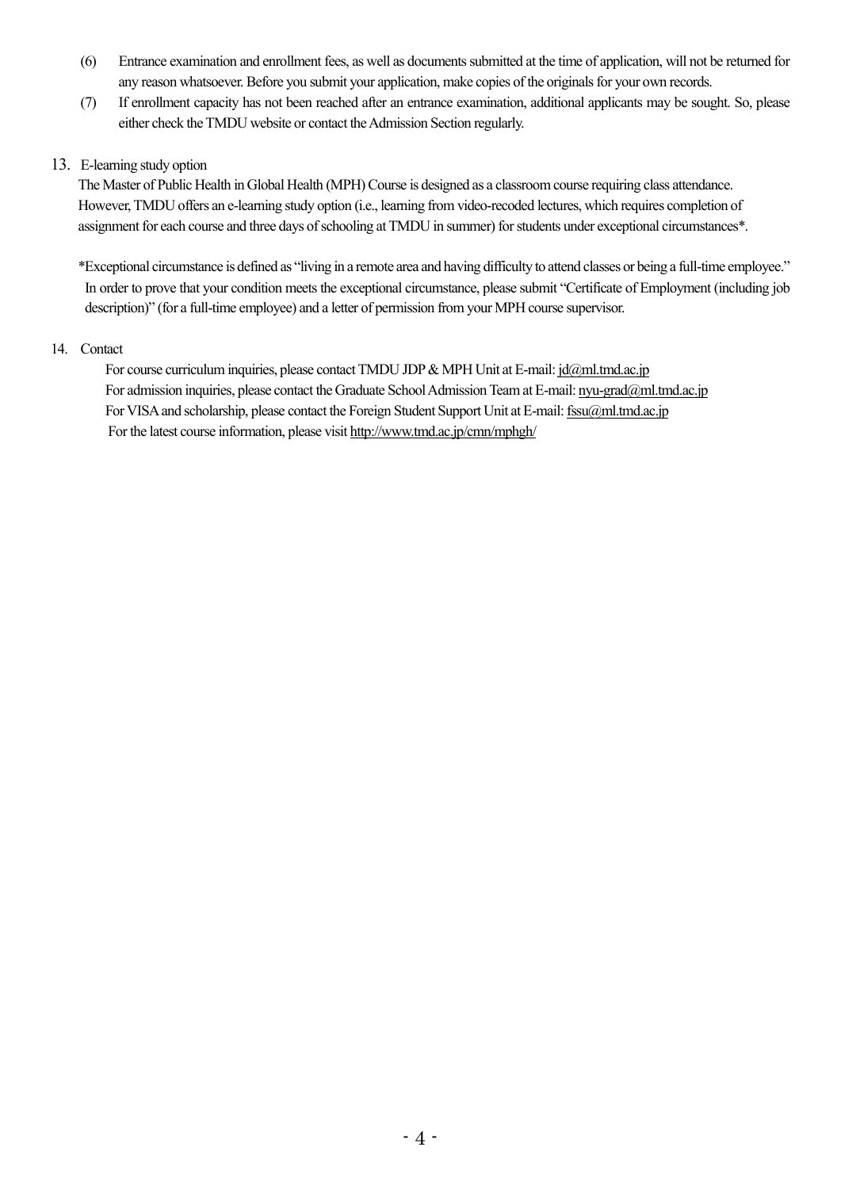(6) Entrance examination and enrollment fees, as well as documents submitted at the time of application, will not be returned for any reason whatsoever. Before you submit your application, make copies of the originals for your own records.

(7) If enrollment capacity has not been reached after an entrance examination, additional applicants may be sought. So, please either check the TMDU website or contact the Admission Section regularly.

13. E-learning study option

The Master of Public Health in Global Health (MPH) Course is designed as a classroom course requiring class attendance. However, TMDU offers an e-learning study option (i.e., learning from video-recoded lectures, which requires completion of assignment for each course and three days of schooling at TMDU in summer) for students under exceptional circumstances*.

*Exceptional circumstance is defined as "living in a remote area and having difficulty to attend classes or being a full-time employee." In order to prove that your condition meets the exceptional circumstance, please submit "Certificate of Employment (including job description)" (for a full-time employee) and a letter of permission from your MPH course supervisor.

14. Contact

For course curriculum inquiries, please contact TMDU JDP & MPH Unit at E-mail: jd@ml.tmd.ac.jp
For admission inquiries, please contact the Graduate School Admission Team at E-mail: nyu-grad@ml.tmd.ac.jp
For VISA and scholarship, please contact the Foreign Student Support Unit at E-mail: fssu@ml.tmd.ac.jp
For the latest course information, please visit http://www.tmd.ac.jp/cmn/mphgh/